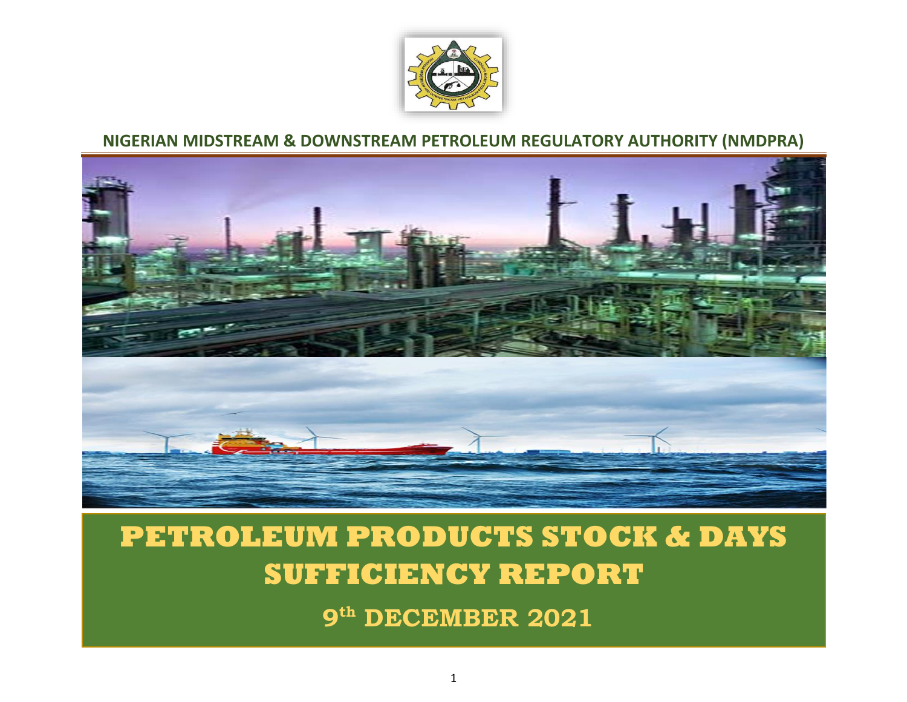## NIGERIAN MIDSTREAM & DOWNSTREAM PETROLEUM REGULATORY AUTHORITY (NMDPRA)

# PETROLEUM PRODUCTS STOCK & DAYS SUFFICIENCY REPORT

## 9th DECEMBER 2021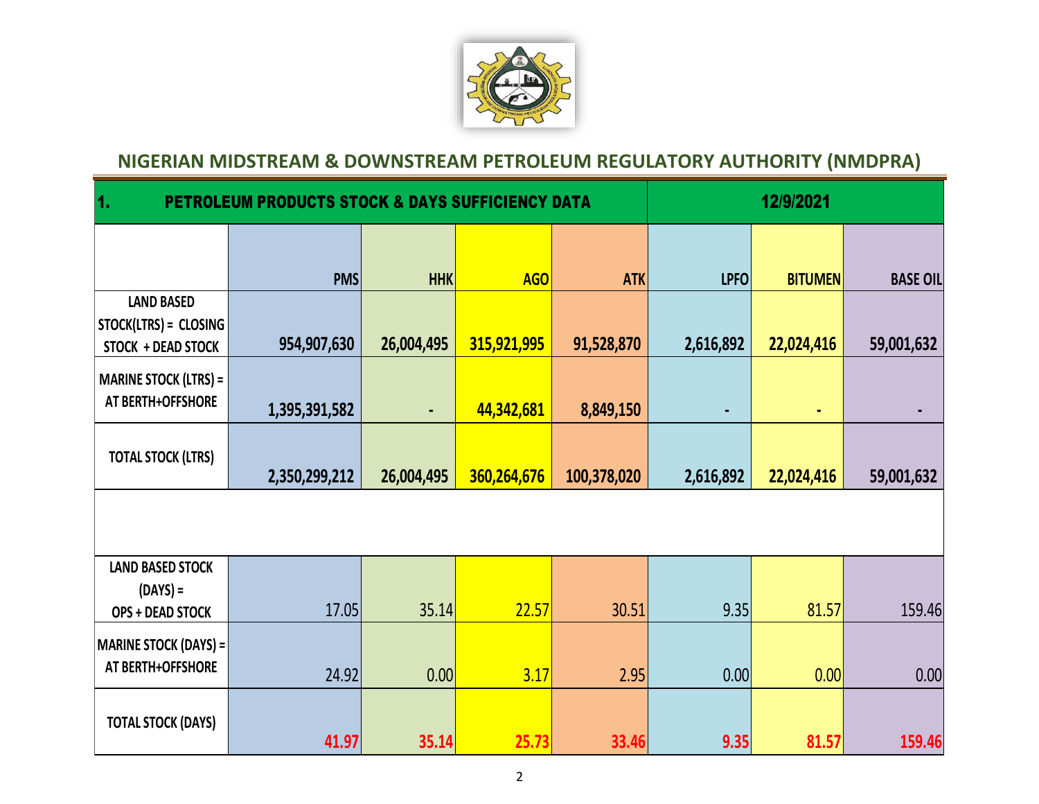## NIGERIAN MIDSTREAM & DOWNSTREAM PETROLEUM REGULATORY AUTHORITY (NMDPRA)

| 1. PETROLEUM PRODUCTS STOCK & DAYS SUFFICIENCY DATA | | | | | 12/9/2021 | | |
|---|---|---|---|---|---|---|---|
| | PMS | HHK | AGO | ATK | LPFO | BITUMEN | BASE OIL |
| LAND BASED STOCK(LTRS) = CLOSING STOCK + DEAD STOCK | 954,907,630 | 26,004,495 | 315,921,995 | 91,528,870 | 2,616,892 | 22,024,416 | 59,001,632 |
| MARINE STOCK (LTRS) = AT BERTH+OFFSHORE | 1,395,391,582 | - | 44,342,681 | 8,849,150 | - | - | - |
| TOTAL STOCK (LTRS) | 2,350,299,212 | 26,004,495 | 360,264,676 | 100,378,020 | 2,616,892 | 22,024,416 | 59,001,632 |
| | | | | | | | |
| LAND BASED STOCK (DAYS) = OPS + DEAD STOCK | 17.05 | 35.14 | 22.57 | 30.51 | 9.35 | 81.57 | 159.46 |
| MARINE STOCK (DAYS) = AT BERTH+OFFSHORE | 24.92 | 0.00 | 3.17 | 2.95 | 0.00 | 0.00 | 0.00 |
| TOTAL STOCK (DAYS) | 41.97 | 35.14 | 25.73 | 33.46 | 9.35 | 81.57 | 159.46 |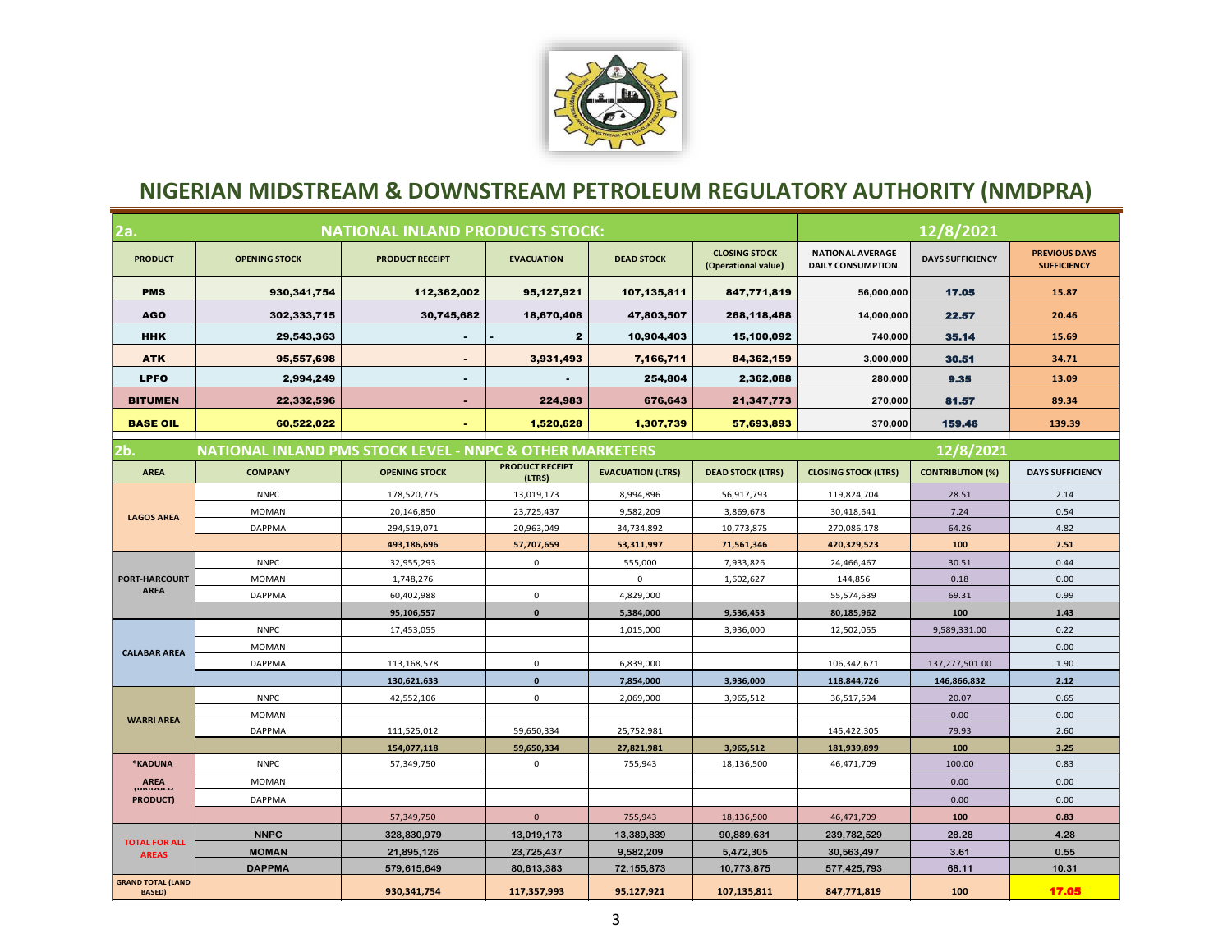# NIGERIAN MIDSTREAM & DOWNSTREAM PETROLEUM REGULATORY AUTHORITY (NMDPRA)

## 2a. NATIONAL INLAND PRODUCTS STOCK: 12/8/2021

| PRODUCT | OPENING STOCK | PRODUCT RECEIPT | EVACUATION | DEAD STOCK | CLOSING STOCK (Operational value) | NATIONAL AVERAGE DAILY CONSUMPTION | DAYS SUFFICIENCY | PREVIOUS DAYS SUFFICIENCY |
|---|---|---|---|---|---|---|---|---|
| PMS | 930,341,754 | 112,362,002 | 95,127,921 | 107,135,811 | 847,771,819 | 56,000,000 | 17.05 | 15.87 |
| AGO | 302,333,715 | 30,745,682 | 18,670,408 | 47,803,507 | 268,118,488 | 14,000,000 | 22.57 | 20.46 |
| HHK | 29,543,363 | - | - 2 | 10,904,403 | 15,100,092 | 740,000 | 35.14 | 15.69 |
| ATK | 95,557,698 | - | 3,931,493 | 7,166,711 | 84,362,159 | 3,000,000 | 30.51 | 34.71 |
| LPFO | 2,994,249 | - | - | 254,804 | 2,362,088 | 280,000 | 9.35 | 13.09 |
| BITUMEN | 22,332,596 | - | 224,983 | 676,643 | 21,347,773 | 270,000 | 81.57 | 89.34 |
| BASE OIL | 60,522,022 | - | 1,520,628 | 1,307,739 | 57,693,893 | 370,000 | 159.46 | 139.39 |

## 2b. NATIONAL INLAND PMS STOCK LEVEL - NNPC & OTHER MARKETERS 12/8/2021

| AREA | COMPANY | OPENING STOCK | PRODUCT RECEIPT (LTRS) | EVACUATION (LTRS) | DEAD STOCK (LTRS) | CLOSING STOCK (LTRS) | CONTRIBUTION (%) | DAYS SUFFICIENCY |
|---|---|---|---|---|---|---|---|---|
| LAGOS AREA | NNPC | 178,520,775 | 13,019,173 | 8,994,896 | 56,917,793 | 119,824,704 | 28.51 | 2.14 |
| | MOMAN | 20,146,850 | 23,725,437 | 9,582,209 | 3,869,678 | 30,418,641 | 7.24 | 0.54 |
| | DAPPMA | 294,519,071 | 20,963,049 | 34,734,892 | 10,773,875 | 270,086,178 | 64.26 | 4.82 |
| | | 493,186,696 | 57,707,659 | 53,311,997 | 71,561,346 | 420,329,523 | 100 | 7.51 |
| PORT-HARCOURT AREA | NNPC | 32,955,293 | 0 | 555,000 | 7,933,826 | 24,466,467 | 30.51 | 0.44 |
| | MOMAN | 1,748,276 | | 0 | 1,602,627 | 144,856 | 0.18 | 0.00 |
| | DAPPMA | 60,402,988 | 0 | 4,829,000 | | 55,574,639 | 69.31 | 0.99 |
| | | 95,106,557 | 0 | 5,384,000 | 9,536,453 | 80,185,962 | 100 | 1.43 |
| CALABAR AREA | NNPC | 17,453,055 | | 1,015,000 | 3,936,000 | 12,502,055 | 9,589,331.00 | 0.22 |
| | MOMAN | | | | | | | 0.00 |
| | DAPPMA | 113,168,578 | 0 | 6,839,000 | | 106,342,671 | 137,277,501.00 | 1.90 |
| | | 130,621,633 | 0 | 7,854,000 | 3,936,000 | 118,844,726 | 146,866,832 | 2.12 |
| WARRI AREA | NNPC | 42,552,106 | 0 | 2,069,000 | 3,965,512 | 36,517,594 | 20.07 | 0.65 |
| | MOMAN | | | | | | 0.00 | 0.00 |
| | DAPPMA | 111,525,012 | 59,650,334 | 25,752,981 | | 145,422,305 | 79.93 | 2.60 |
| | | 154,077,118 | 59,650,334 | 27,821,981 | 3,965,512 | 181,939,899 | 100 | 3.25 |
| *KADUNA AREA (BRIDGED PRODUCT) | NNPC | 57,349,750 | 0 | 755,943 | 18,136,500 | 46,471,709 | 100.00 | 0.83 |
| | MOMAN | | | | | | 0.00 | 0.00 |
| | DAPPMA | | | | | | 0.00 | 0.00 |
| | | 57,349,750 | 0 | 755,943 | 18,136,500 | 46,471,709 | 100 | 0.83 |
| TOTAL FOR ALL AREAS | NNPC | 328,830,979 | 13,019,173 | 13,389,839 | 90,889,631 | 239,782,529 | 28.28 | 4.28 |
| | MOMAN | 21,895,126 | 23,725,437 | 9,582,209 | 5,472,305 | 30,563,497 | 3.61 | 0.55 |
| | DAPPMA | 579,615,649 | 80,613,383 | 72,155,873 | 10,773,875 | 577,425,793 | 68.11 | 10.31 |
| GRAND TOTAL (LAND BASED) | | 930,341,754 | 117,357,993 | 95,127,921 | 107,135,811 | 847,771,819 | 100 | 17.05 |